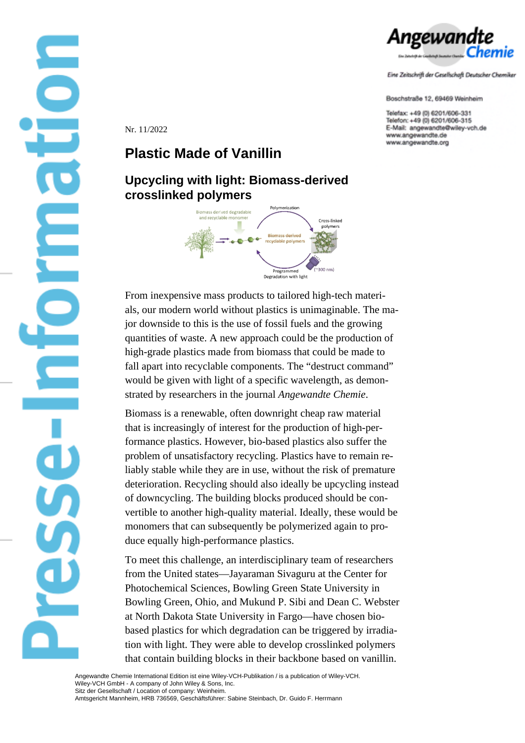Nr. 11/2022

# Plastic Made of Vanillin

## Upcycling with light: Biomass-derived crosslinked polymers

From inexpensive mass products to tailored high-tech materials, our modern world without plastics is unimaginable. The major downside to this is the use of fossil fuels and the growing quantities of waste. A new approach could be the production of high-grade plastics made from biomass that could be made to fall apart into recyclable components. The "destruct command" would be given with light of a specific wavelength, as demonstrated by researchers in the journal *Angewandte Chemie*.

Biomass is a renewable, often downright cheap raw material that is increasingly of interest for the production of high-performance plastics. However, bio-based plastics also suffer the problem of unsatisfactory recycling. Plastics have to remain reliably stable while they are in use, without the risk of premature deterioration. Recycling should also ideally be upcycling instead of downcycling. The building blocks produced should be convertible to another high-quality material. Ideally, these would be monomers that can subsequently be polymerized again to produce equally high-performance plastics.

To meet this challenge, an interdisciplinary team of researchers from the United states—Jayaraman Sivaguru at the Center for Photochemical Sciences, Bowling Green State University in Bowling Green, Ohio, and Mukund P. Sibi and Dean C. Webster at North Dakota State University in Fargo—have chosen bio-based plastics for which degradation can be triggered by irradiation with light. They were able to develop crosslinked polymers that contain building blocks in their backbone based on vanillin.

Angewandte Chemie International Edition ist eine Wiley-VCH-Publikation / is a publication of Wiley-VCH.
Wiley-VCH GmbH - A company of John Wiley & Sons, Inc.
Sitz der Gesellschaft / Location of company: Weinheim.
Amtsgericht Mannheim, HRB 736569, Geschäftsführer: Sabine Steinbach, Dr. Guido F. Herrmann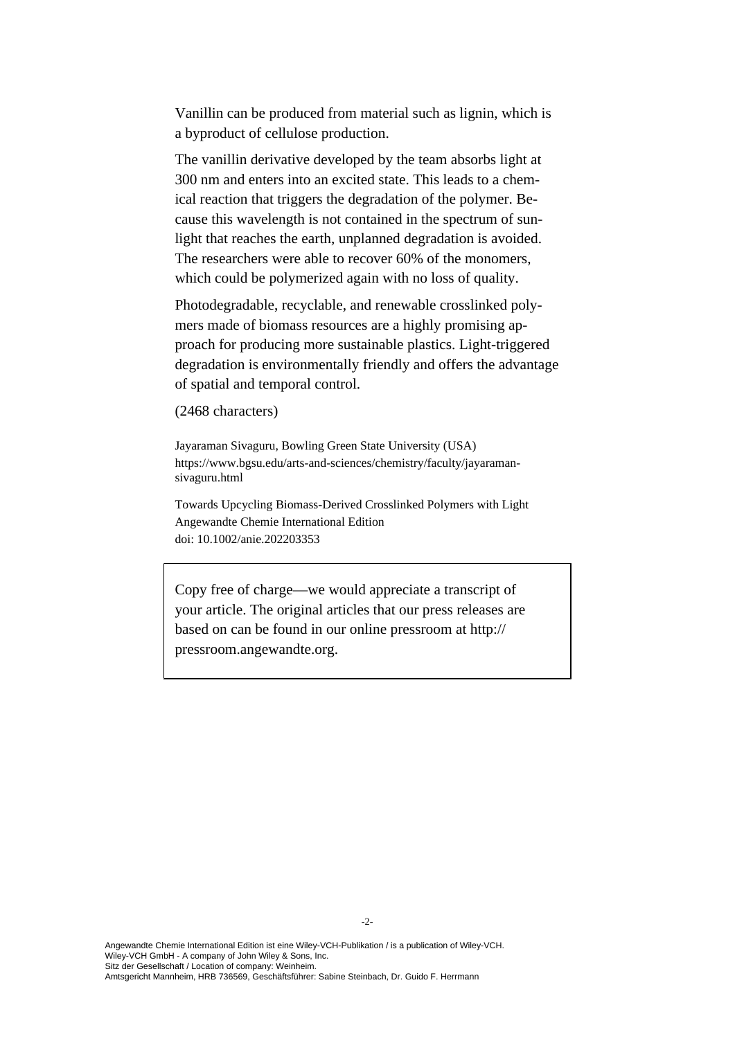Vanillin can be produced from material such as lignin, which is a byproduct of cellulose production.

The vanillin derivative developed by the team absorbs light at 300 nm and enters into an excited state. This leads to a chemical reaction that triggers the degradation of the polymer. Because this wavelength is not contained in the spectrum of sunlight that reaches the earth, unplanned degradation is avoided. The researchers were able to recover 60% of the monomers, which could be polymerized again with no loss of quality.

Photodegradable, recyclable, and renewable crosslinked polymers made of biomass resources are a highly promising approach for producing more sustainable plastics. Light-triggered degradation is environmentally friendly and offers the advantage of spatial and temporal control.

(2468 characters)

Jayaraman Sivaguru, Bowling Green State University (USA)
https://www.bgsu.edu/arts-and-sciences/chemistry/faculty/jayaraman-sivaguru.html

Towards Upcycling Biomass-Derived Crosslinked Polymers with Light
Angewandte Chemie International Edition
doi: 10.1002/anie.202203353

Copy free of charge—we would appreciate a transcript of your article. The original articles that our press releases are based on can be found in our online pressroom at http://pressroom.angewandte.org.

Angewandte Chemie International Edition ist eine Wiley-VCH-Publikation / is a publication of Wiley-VCH.
Wiley-VCH GmbH - A company of John Wiley & Sons, Inc.
Sitz der Gesellschaft / Location of company: Weinheim.
Amtsgericht Mannheim, HRB 736569, Geschäftsführer: Sabine Steinbach, Dr. Guido F. Herrmann